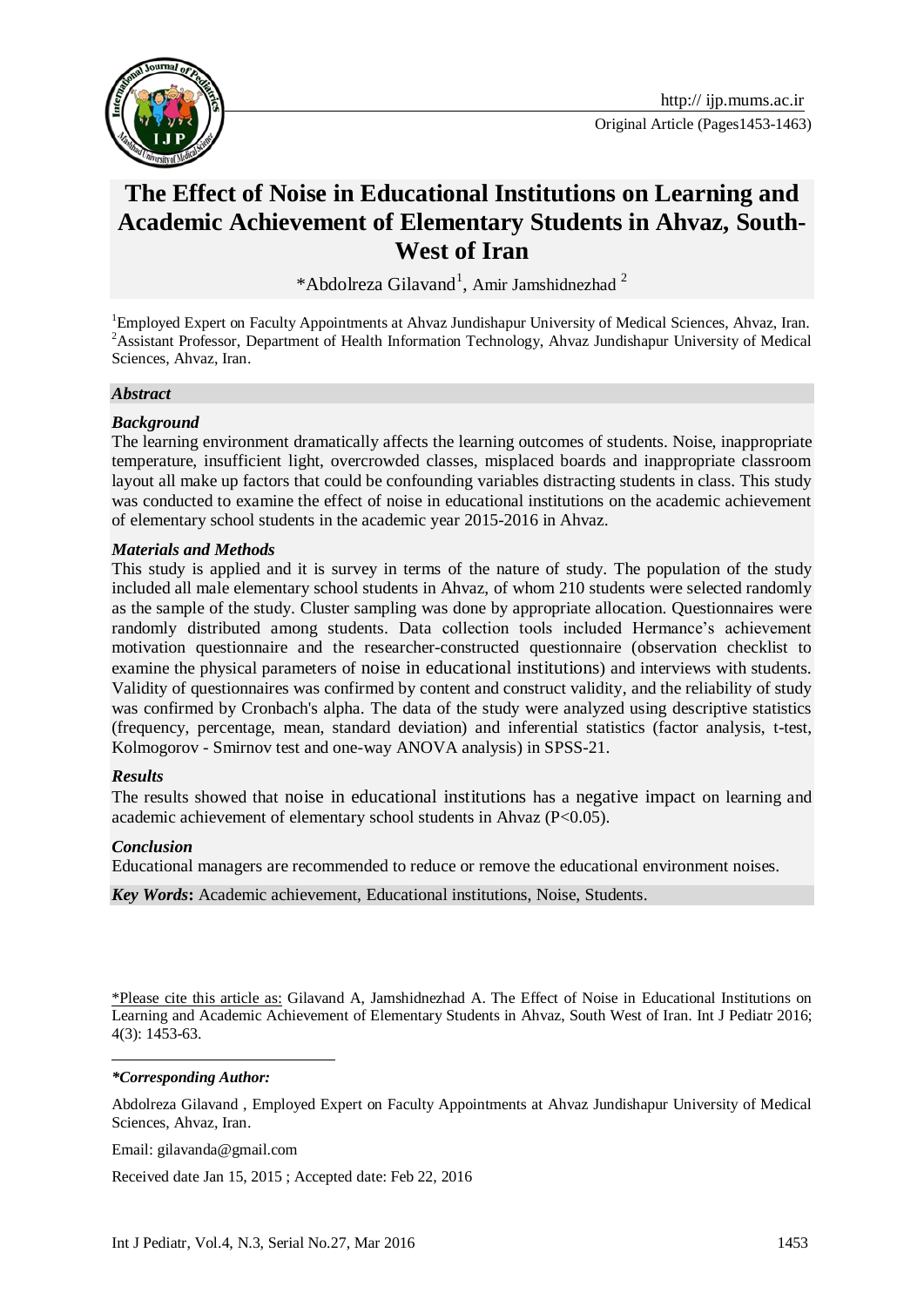http:// ijp.mums.ac.ir

Original Article (Pages1453-1463)

# The Effect of Noise in Educational Institutions on Learning and Academic Achievement of Elementary Students in Ahvaz, South-West of Iran

*Abdolreza Gilavand[1], Amir Jamshidnezhad [2]

[1]Employed Expert on Faculty Appointments at Ahvaz Jundishapur University of Medical Sciences, Ahvaz, Iran.
[2]Assistant Professor, Department of Health Information Technology, Ahvaz Jundishapur University of Medical Sciences, Ahvaz, Iran.

***Abstract***

***Background***

The learning environment dramatically affects the learning outcomes of students. Noise, inappropriate temperature, insufficient light, overcrowded classes, misplaced boards and inappropriate classroom layout all make up factors that could be confounding variables distracting students in class. This study was conducted to examine the effect of noise in educational institutions on the academic achievement of elementary school students in the academic year 2015-2016 in Ahvaz.

***Materials and Methods***

This study is applied and it is survey in terms of the nature of study. The population of the study included all male elementary school students in Ahvaz, of whom 210 students were selected randomly as the sample of the study. Cluster sampling was done by appropriate allocation. Questionnaires were randomly distributed among students. Data collection tools included Hermance's achievement motivation questionnaire and the researcher-constructed questionnaire (observation checklist to examine the physical parameters of noise in educational institutions) and interviews with students. Validity of questionnaires was confirmed by content and construct validity, and the reliability of study was confirmed by Cronbach's alpha. The data of the study were analyzed using descriptive statistics (frequency, percentage, mean, standard deviation) and inferential statistics (factor analysis, t-test, Kolmogorov - Smirnov test and one-way ANOVA analysis) in SPSS-21.

***Results***

The results showed that noise in educational institutions has a negative impact on learning and academic achievement of elementary school students in Ahvaz ($P<0.05$).

***Conclusion***

Educational managers are recommended to reduce or remove the educational environment noises.

***Key Words*:** Academic achievement, Educational institutions, Noise, Students.

*Please cite this article as: Gilavand A, Jamshidnezhad A. The Effect of Noise in Educational Institutions on Learning and Academic Achievement of Elementary Students in Ahvaz, South West of Iran. Int J Pediatr 2016; 4(3): 1453-63.

***Corresponding Author:***

Abdolreza Gilavand , Employed Expert on Faculty Appointments at Ahvaz Jundishapur University of Medical Sciences, Ahvaz, Iran.

Email: gilavanda@gmail.com

Received date Jan 15, 2015 ; Accepted date: Feb 22, 2016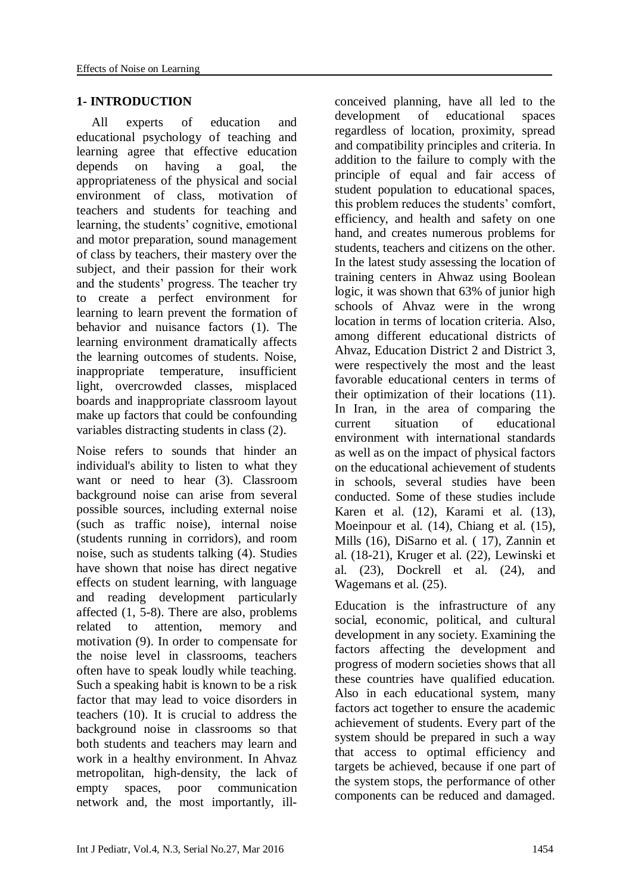## 1- INTRODUCTION

All experts of education and educational psychology of teaching and learning agree that effective education depends on having a goal, the appropriateness of the physical and social environment of class, motivation of teachers and students for teaching and learning, the students' cognitive, emotional and motor preparation, sound management of class by teachers, their mastery over the subject, and their passion for their work and the students' progress. The teacher try to create a perfect environment for learning to learn prevent the formation of behavior and nuisance factors (1). The learning environment dramatically affects the learning outcomes of students. Noise, inappropriate temperature, insufficient light, overcrowded classes, misplaced boards and inappropriate classroom layout make up factors that could be confounding variables distracting students in class (2).

Noise refers to sounds that hinder an individual's ability to listen to what they want or need to hear (3). Classroom background noise can arise from several possible sources, including external noise (such as traffic noise), internal noise (students running in corridors), and room noise, such as students talking (4). Studies have shown that noise has direct negative effects on student learning, with language and reading development particularly affected (1, 5-8). There are also, problems related to attention, memory and motivation (9). In order to compensate for the noise level in classrooms, teachers often have to speak loudly while teaching. Such a speaking habit is known to be a risk factor that may lead to voice disorders in teachers (10). It is crucial to address the background noise in classrooms so that both students and teachers may learn and work in a healthy environment. In Ahvaz metropolitan, high-density, the lack of empty spaces, poor communication network and, the most importantly, ill-conceived planning, have all led to the development of educational spaces regardless of location, proximity, spread and compatibility principles and criteria. In addition to the failure to comply with the principle of equal and fair access of student population to educational spaces, this problem reduces the students' comfort, efficiency, and health and safety on one hand, and creates numerous problems for students, teachers and citizens on the other. In the latest study assessing the location of training centers in Ahwaz using Boolean logic, it was shown that 63% of junior high schools of Ahvaz were in the wrong location in terms of location criteria. Also, among different educational districts of Ahvaz, Education District 2 and District 3, were respectively the most and the least favorable educational centers in terms of their optimization of their locations (11). In Iran, in the area of comparing the current situation of educational environment with international standards as well as on the impact of physical factors on the educational achievement of students in schools, several studies have been conducted. Some of these studies include Karen et al. (12), Karami et al. (13), Moeinpour et al. (14), Chiang et al. (15), Mills (16), DiSarno et al. ( 17), Zannin et al. (18-21), Kruger et al. (22), Lewinski et al. (23), Dockrell et al. (24), and Wagemans et al. (25).

Education is the infrastructure of any social, economic, political, and cultural development in any society. Examining the factors affecting the development and progress of modern societies shows that all these countries have qualified education. Also in each educational system, many factors act together to ensure the academic achievement of students. Every part of the system should be prepared in such a way that access to optimal efficiency and targets be achieved, because if one part of the system stops, the performance of other components can be reduced and damaged.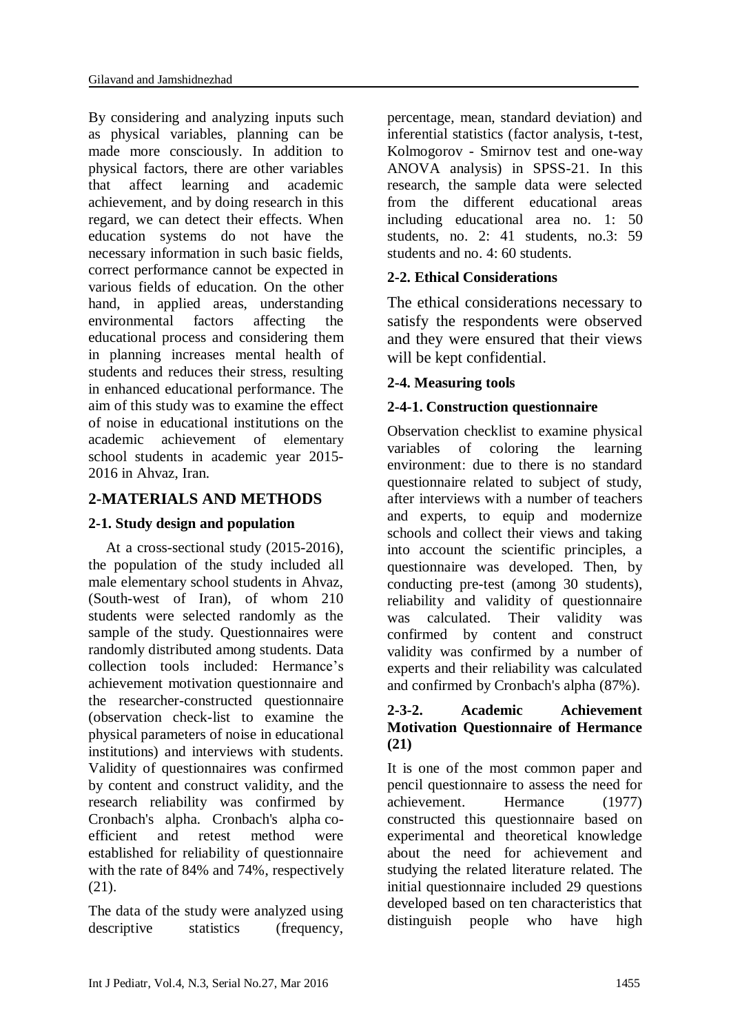By considering and analyzing inputs such as physical variables, planning can be made more consciously. In addition to physical factors, there are other variables that affect learning and academic achievement, and by doing research in this regard, we can detect their effects. When education systems do not have the necessary information in such basic fields, correct performance cannot be expected in various fields of education. On the other hand, in applied areas, understanding environmental factors affecting the educational process and considering them in planning increases mental health of students and reduces their stress, resulting in enhanced educational performance. The aim of this study was to examine the effect of noise in educational institutions on the academic achievement of elementary school students in academic year 2015-2016 in Ahvaz, Iran.

## 2-MATERIALS AND METHODS

### 2-1. Study design and population

At a cross-sectional study (2015-2016), the population of the study included all male elementary school students in Ahvaz, (South-west of Iran), of whom 210 students were selected randomly as the sample of the study. Questionnaires were randomly distributed among students. Data collection tools included: Hermance's achievement motivation questionnaire and the researcher-constructed questionnaire (observation check-list to examine the physical parameters of noise in educational institutions) and interviews with students. Validity of questionnaires was confirmed by content and construct validity, and the research reliability was confirmed by Cronbach's alpha. Cronbach's alpha co-efficient and retest method were established for reliability of questionnaire with the rate of 84% and 74%, respectively (21).

The data of the study were analyzed using descriptive statistics (frequency, percentage, mean, standard deviation) and inferential statistics (factor analysis, t-test, Kolmogorov - Smirnov test and one-way ANOVA analysis) in SPSS-21. In this research, the sample data were selected from the different educational areas including educational area no. 1: 50 students, no. 2: 41 students, no.3: 59 students and no. 4: 60 students.

### 2-2. Ethical Considerations

The ethical considerations necessary to satisfy the respondents were observed and they were ensured that their views will be kept confidential.

### 2-4. Measuring tools

#### 2-4-1. Construction questionnaire

Observation checklist to examine physical variables of coloring the learning environment: due to there is no standard questionnaire related to subject of study, after interviews with a number of teachers and experts, to equip and modernize schools and collect their views and taking into account the scientific principles, a questionnaire was developed. Then, by conducting pre-test (among 30 students), reliability and validity of questionnaire was calculated. Their validity was confirmed by content and construct validity was confirmed by a number of experts and their reliability was calculated and confirmed by Cronbach's alpha (87%).

#### 2-3-2. Academic Achievement Motivation Questionnaire of Hermance (21)

It is one of the most common paper and pencil questionnaire to assess the need for achievement. Hermance (1977) constructed this questionnaire based on experimental and theoretical knowledge about the need for achievement and studying the related literature related. The initial questionnaire included 29 questions developed based on ten characteristics that distinguish people who have high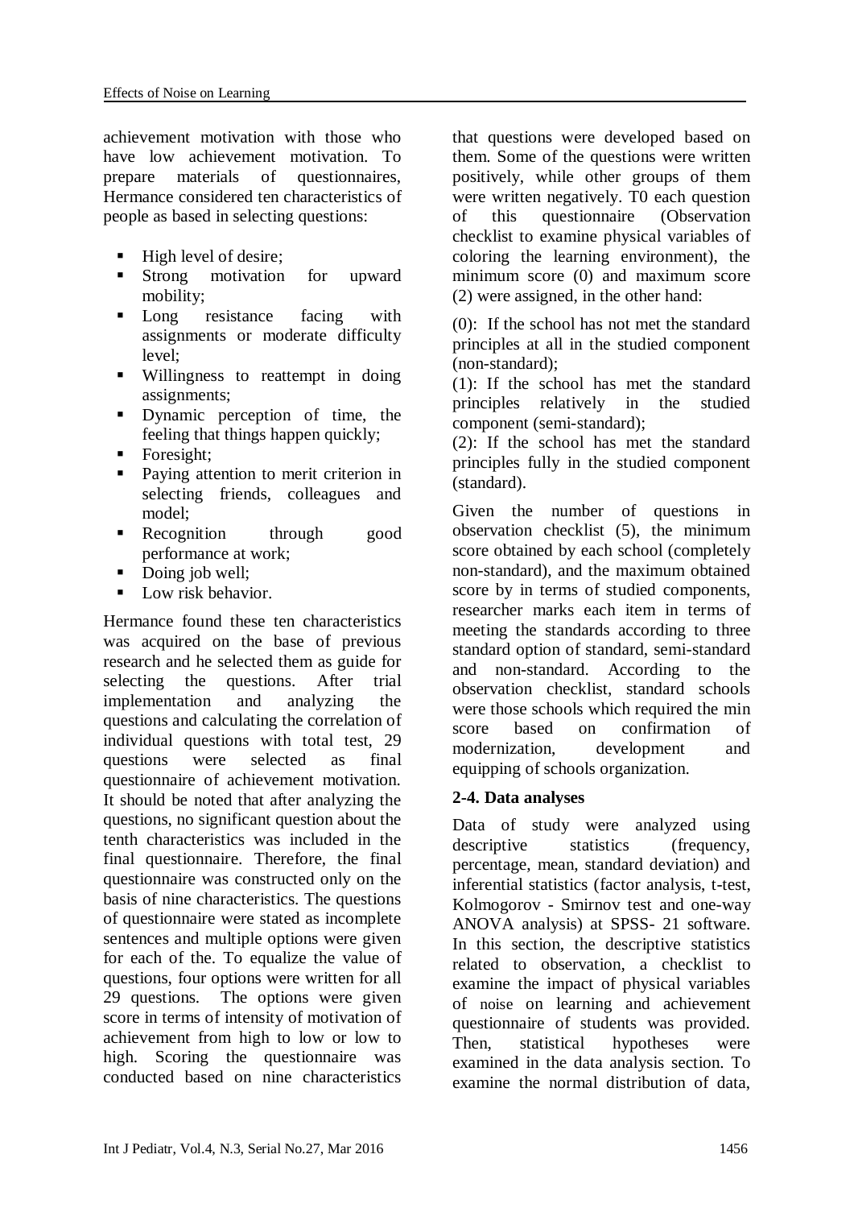achievement motivation with those who have low achievement motivation. To prepare materials of questionnaires, Hermance considered ten characteristics of people as based in selecting questions:

- High level of desire;
- Strong motivation for upward mobility;
- Long resistance facing with assignments or moderate difficulty level;
- Willingness to reattempt in doing assignments;
- Dynamic perception of time, the feeling that things happen quickly;
- Foresight;
- Paying attention to merit criterion in selecting friends, colleagues and model;
- Recognition through good performance at work;
- Doing job well;
- Low risk behavior.

Hermance found these ten characteristics was acquired on the base of previous research and he selected them as guide for selecting the questions. After trial implementation and analyzing the questions and calculating the correlation of individual questions with total test, 29 questions were selected as final questionnaire of achievement motivation. It should be noted that after analyzing the questions, no significant question about the tenth characteristics was included in the final questionnaire. Therefore, the final questionnaire was constructed only on the basis of nine characteristics. The questions of questionnaire were stated as incomplete sentences and multiple options were given for each of the. To equalize the value of questions, four options were written for all 29 questions. The options were given score in terms of intensity of motivation of achievement from high to low or low to high. Scoring the questionnaire was conducted based on nine characteristics that questions were developed based on them. Some of the questions were written positively, while other groups of them were written negatively. T0 each question of this questionnaire (Observation checklist to examine physical variables of coloring the learning environment), the minimum score (0) and maximum score (2) were assigned, in the other hand:

(0): If the school has not met the standard principles at all in the studied component (non-standard);
(1): If the school has met the standard principles relatively in the studied component (semi-standard);
(2): If the school has met the standard principles fully in the studied component (standard).

Given the number of questions in observation checklist (5), the minimum score obtained by each school (completely non-standard), and the maximum obtained score by in terms of studied components, researcher marks each item in terms of meeting the standards according to three standard option of standard, semi-standard and non-standard. According to the observation checklist, standard schools were those schools which required the min score based on confirmation of modernization, development and equipping of schools organization.

### 2-4. Data analyses

Data of study were analyzed using descriptive statistics (frequency, percentage, mean, standard deviation) and inferential statistics (factor analysis, t-test, Kolmogorov - Smirnov test and one-way ANOVA analysis) at SPSS- 21 software. In this section, the descriptive statistics related to observation, a checklist to examine the impact of physical variables of noise on learning and achievement questionnaire of students was provided. Then, statistical hypotheses were examined in the data analysis section. To examine the normal distribution of data,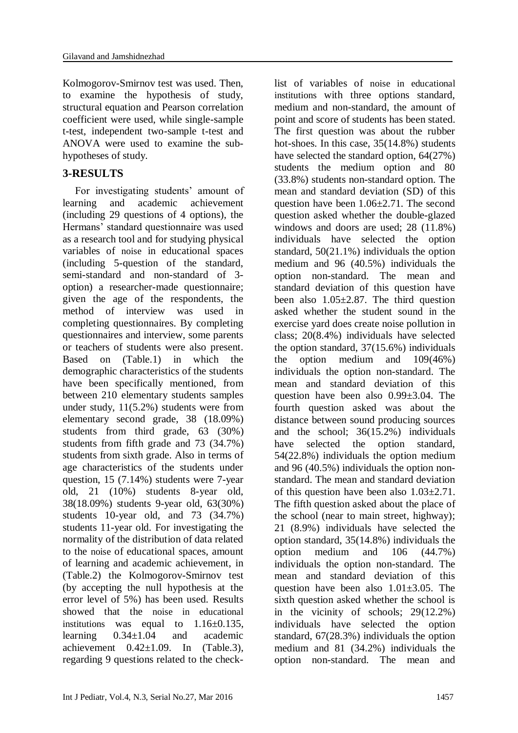Kolmogorov-Smirnov test was used. Then, to examine the hypothesis of study, structural equation and Pearson correlation coefficient were used, while single-sample t-test, independent two-sample t-test and ANOVA were used to examine the sub-hypotheses of study.

## 3-RESULTS

For investigating students' amount of learning and academic achievement (including 29 questions of 4 options), the Hermans' standard questionnaire was used as a research tool and for studying physical variables of noise in educational spaces (including 5-question of the standard, semi-standard and non-standard of 3-option) a researcher-made questionnaire; given the age of the respondents, the method of interview was used in completing questionnaires. By completing questionnaires and interview, some parents or teachers of students were also present. Based on (Table.1) in which the demographic characteristics of the students have been specifically mentioned, from between 210 elementary students samples under study, 11(5.2%) students were from elementary second grade, 38 (18.09%) students from third grade, 63 (30%) students from fifth grade and 73 (34.7%) students from sixth grade. Also in terms of age characteristics of the students under question, 15 (7.14%) students were 7-year old, 21 (10%) students 8-year old, 38(18.09%) students 9-year old, 63(30%) students 10-year old, and 73 (34.7%) students 11-year old. For investigating the normality of the distribution of data related to the noise of educational spaces, amount of learning and academic achievement, in (Table.2) the Kolmogorov-Smirnov test (by accepting the null hypothesis at the error level of 5%) has been used. Results showed that the noise in educational institutions was equal to 1.16±0.135, learning 0.34±1.04 and academic achievement 0.42±1.09. In (Table.3), regarding 9 questions related to the check-list of variables of noise in educational institutions with three options standard, medium and non-standard, the amount of point and score of students has been stated. The first question was about the rubber hot-shoes. In this case, 35(14.8%) students have selected the standard option, 64(27%) students the medium option and 80 (33.8%) students non-standard option. The mean and standard deviation (SD) of this question have been 1.06±2.71. The second question asked whether the double-glazed windows and doors are used; 28 (11.8%) individuals have selected the option standard, 50(21.1%) individuals the option medium and 96 (40.5%) individuals the option non-standard. The mean and standard deviation of this question have been also 1.05±2.87. The third question asked whether the student sound in the exercise yard does create noise pollution in class; 20(8.4%) individuals have selected the option standard, 37(15.6%) individuals the option medium and 109(46%) individuals the option non-standard. The mean and standard deviation of this question have been also 0.99±3.04. The fourth question asked was about the distance between sound producing sources and the school; 36(15.2%) individuals have selected the option standard, 54(22.8%) individuals the option medium and 96 (40.5%) individuals the option non-standard. The mean and standard deviation of this question have been also 1.03±2.71. The fifth question asked about the place of the school (near to main street, highway); 21 (8.9%) individuals have selected the option standard, 35(14.8%) individuals the option medium and 106 (44.7%) individuals the option non-standard. The mean and standard deviation of this question have been also 1.01±3.05. The sixth question asked whether the school is in the vicinity of schools; 29(12.2%) individuals have selected the option standard, 67(28.3%) individuals the option medium and 81 (34.2%) individuals the option non-standard. The mean and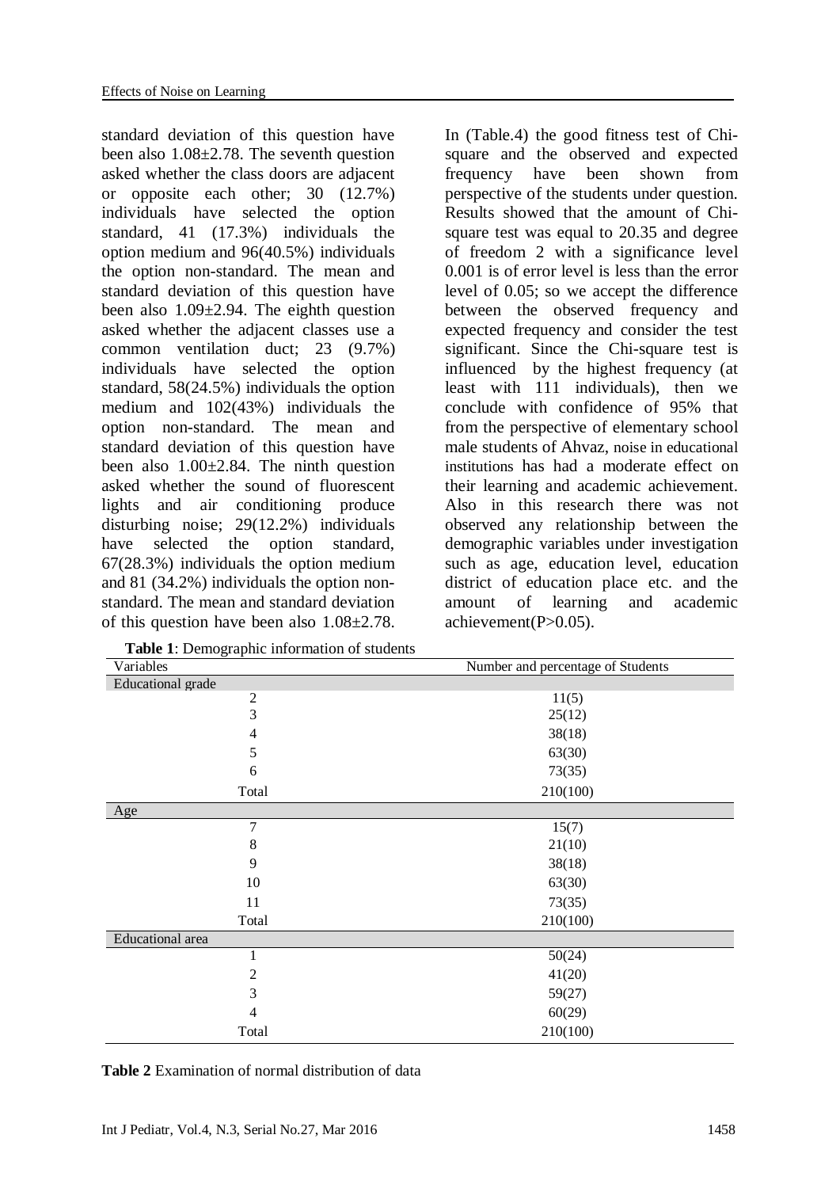standard deviation of this question have been also 1.08±2.78. The seventh question asked whether the class doors are adjacent or opposite each other; 30 (12.7%) individuals have selected the option standard, 41 (17.3%) individuals the option medium and 96(40.5%) individuals the option non-standard. The mean and standard deviation of this question have been also 1.09±2.94. The eighth question asked whether the adjacent classes use a common ventilation duct; 23 (9.7%) individuals have selected the option standard, 58(24.5%) individuals the option medium and 102(43%) individuals the option non-standard. The mean and standard deviation of this question have been also 1.00±2.84. The ninth question asked whether the sound of fluorescent lights and air conditioning produce disturbing noise; 29(12.2%) individuals have selected the option standard, 67(28.3%) individuals the option medium and 81 (34.2%) individuals the option non-standard. The mean and standard deviation of this question have been also 1.08±2.78.

In (Table.4) the good fitness test of Chi-square and the observed and expected frequency have been shown from perspective of the students under question. Results showed that the amount of Chi-square test was equal to 20.35 and degree of freedom 2 with a significance level 0.001 is of error level is less than the error level of 0.05; so we accept the difference between the observed frequency and expected frequency and consider the test significant. Since the Chi-square test is influenced by the highest frequency (at least with 111 individuals), then we conclude with confidence of 95% that from the perspective of elementary school male students of Ahvaz, noise in educational institutions has had a moderate effect on their learning and academic achievement. Also in this research there was not observed any relationship between the demographic variables under investigation such as age, education level, education district of education place etc. and the amount of learning and academic achievement(P>0.05).

**Table 1**: Demographic information of students

| Variables | Number and percentage of Students |
|---|---|
| **Educational grade** | |
| 2 | 11(5) |
| 3 | 25(12) |
| 4 | 38(18) |
| 5 | 63(30) |
| 6 | 73(35) |
| Total | 210(100) |
| **Age** | |
| 7 | 15(7) |
| 8 | 21(10) |
| 9 | 38(18) |
| 10 | 63(30) |
| 11 | 73(35) |
| Total | 210(100) |
| **Educational area** | |
| 1 | 50(24) |
| 2 | 41(20) |
| 3 | 59(27) |
| 4 | 60(29) |
| Total | 210(100) |

**Table 2** Examination of normal distribution of data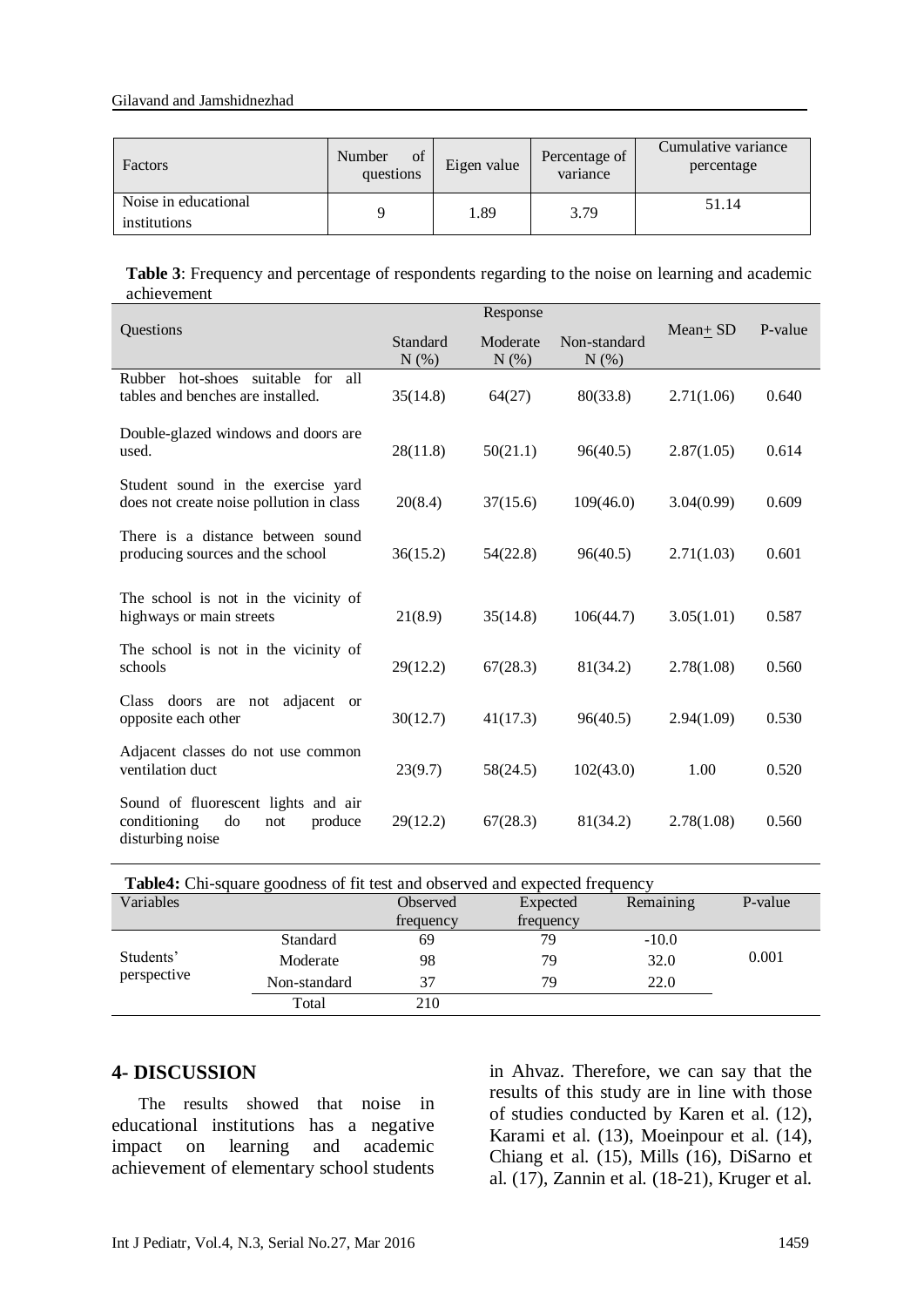| Factors | Number of questions | Eigen value | Percentage of variance | Cumulative variance percentage |
|---|---|---|---|---|
| Noise in educational institutions | 9 | 1.89 | 3.79 | 51.14 |

**Table 3**: Frequency and percentage of respondents regarding to the noise on learning and academic achievement

| Questions | Response | | | Mean+ SD | P-value |
|---|---|---|---|---|---|
| | Standard N (%) | Moderate N (%) | Non-standard N (%) | | |
| Rubber hot-shoes suitable for all tables and benches are installed. | 35(14.8) | 64(27) | 80(33.8) | 2.71(1.06) | 0.640 |
| Double-glazed windows and doors are used. | 28(11.8) | 50(21.1) | 96(40.5) | 2.87(1.05) | 0.614 |
| Student sound in the exercise yard does not create noise pollution in class | 20(8.4) | 37(15.6) | 109(46.0) | 3.04(0.99) | 0.609 |
| There is a distance between sound producing sources and the school | 36(15.2) | 54(22.8) | 96(40.5) | 2.71(1.03) | 0.601 |
| The school is not in the vicinity of highways or main streets | 21(8.9) | 35(14.8) | 106(44.7) | 3.05(1.01) | 0.587 |
| The school is not in the vicinity of schools | 29(12.2) | 67(28.3) | 81(34.2) | 2.78(1.08) | 0.560 |
| Class doors are not adjacent or opposite each other | 30(12.7) | 41(17.3) | 96(40.5) | 2.94(1.09) | 0.530 |
| Adjacent classes do not use common ventilation duct | 23(9.7) | 58(24.5) | 102(43.0) | 1.00 | 0.520 |
| Sound of fluorescent lights and air conditioning do not produce disturbing noise | 29(12.2) | 67(28.3) | 81(34.2) | 2.78(1.08) | 0.560 |

**Table4:** Chi-square goodness of fit test and observed and expected frequency

| Variables | | Observed frequency | Expected frequency | Remaining | P-value |
|---|---|---|---|---|---|
| Students' perspective | Standard | 69 | 79 | -10.0 | 0.001 |
| | Moderate | 98 | 79 | 32.0 | |
| | Non-standard | 37 | 79 | 22.0 | |
| | Total | 210 | | | |

## 4- DISCUSSION

The results showed that noise in educational institutions has a negative impact on learning and academic achievement of elementary school students in Ahvaz. Therefore, we can say that the results of this study are in line with those of studies conducted by Karen et al. (12), Karami et al. (13), Moeinpour et al. (14), Chiang et al. (15), Mills (16), DiSarno et al. (17), Zannin et al. (18-21), Kruger et al.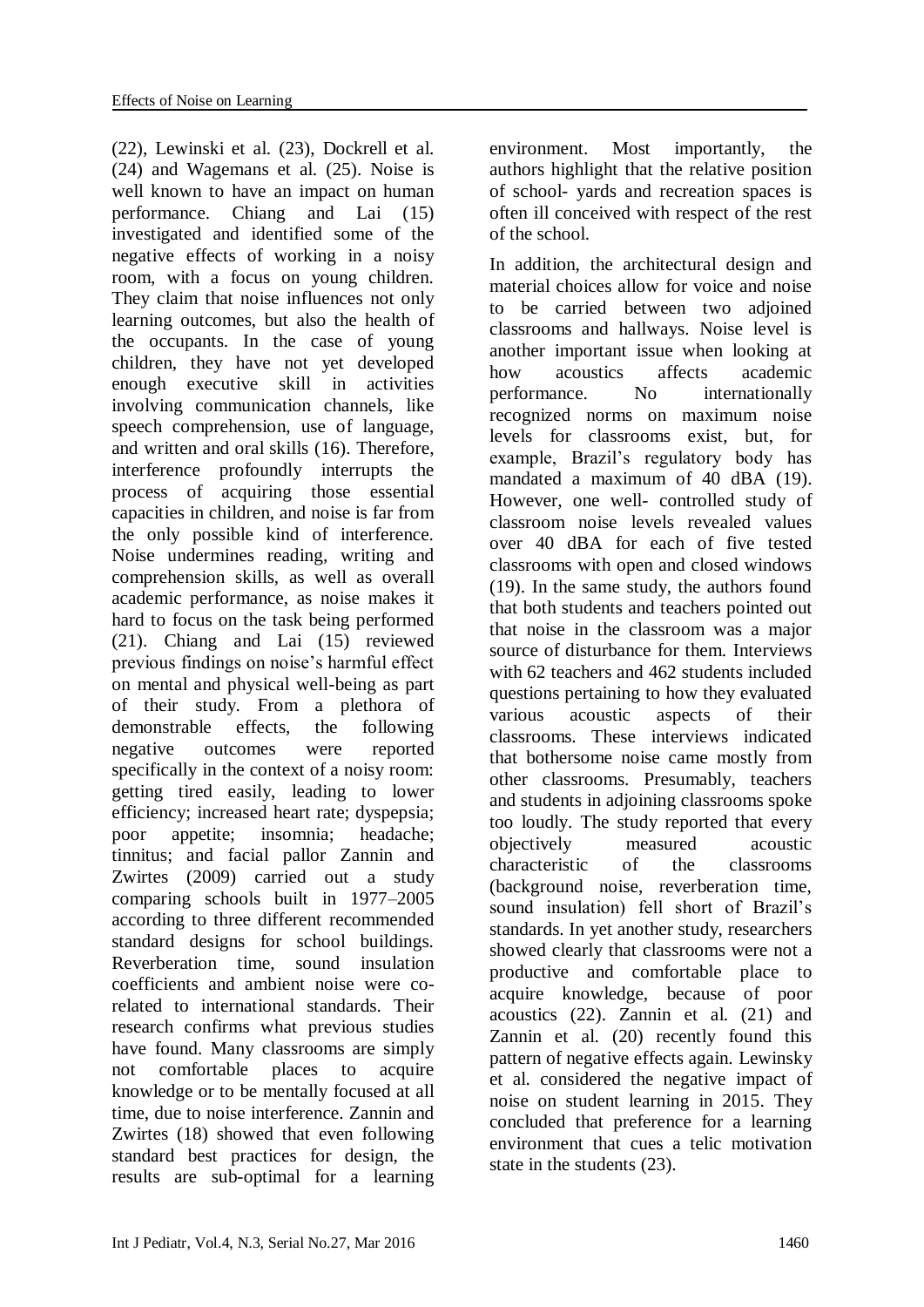(22), Lewinski et al. (23), Dockrell et al. (24) and Wagemans et al. (25). Noise is well known to have an impact on human performance. Chiang and Lai (15) investigated and identified some of the negative effects of working in a noisy room, with a focus on young children. They claim that noise influences not only learning outcomes, but also the health of the occupants. In the case of young children, they have not yet developed enough executive skill in activities involving communication channels, like speech comprehension, use of language, and written and oral skills (16). Therefore, interference profoundly interrupts the process of acquiring those essential capacities in children, and noise is far from the only possible kind of interference. Noise undermines reading, writing and comprehension skills, as well as overall academic performance, as noise makes it hard to focus on the task being performed (21). Chiang and Lai (15) reviewed previous findings on noise's harmful effect on mental and physical well-being as part of their study. From a plethora of demonstrable effects, the following negative outcomes were reported specifically in the context of a noisy room: getting tired easily, leading to lower efficiency; increased heart rate; dyspepsia; poor appetite; insomnia; headache; tinnitus; and facial pallor Zannin and Zwirtes (2009) carried out a study comparing schools built in 1977–2005 according to three different recommended standard designs for school buildings. Reverberation time, sound insulation coefficients and ambient noise were co-related to international standards. Their research confirms what previous studies have found. Many classrooms are simply not comfortable places to acquire knowledge or to be mentally focused at all time, due to noise interference. Zannin and Zwirtes (18) showed that even following standard best practices for design, the results are sub-optimal for a learning environment. Most importantly, the authors highlight that the relative position of school- yards and recreation spaces is often ill conceived with respect of the rest of the school.

In addition, the architectural design and material choices allow for voice and noise to be carried between two adjoined classrooms and hallways. Noise level is another important issue when looking at how acoustics affects academic performance. No internationally recognized norms on maximum noise levels for classrooms exist, but, for example, Brazil's regulatory body has mandated a maximum of 40 dBA (19). However, one well- controlled study of classroom noise levels revealed values over 40 dBA for each of five tested classrooms with open and closed windows (19). In the same study, the authors found that both students and teachers pointed out that noise in the classroom was a major source of disturbance for them. Interviews with 62 teachers and 462 students included questions pertaining to how they evaluated various acoustic aspects of their classrooms. These interviews indicated that bothersome noise came mostly from other classrooms. Presumably, teachers and students in adjoining classrooms spoke too loudly. The study reported that every objectively measured acoustic characteristic of the classrooms (background noise, reverberation time, sound insulation) fell short of Brazil's standards. In yet another study, researchers showed clearly that classrooms were not a productive and comfortable place to acquire knowledge, because of poor acoustics (22). Zannin et al. (21) and Zannin et al. (20) recently found this pattern of negative effects again. Lewinsky et al. considered the negative impact of noise on student learning in 2015. They concluded that preference for a learning environment that cues a telic motivation state in the students (23).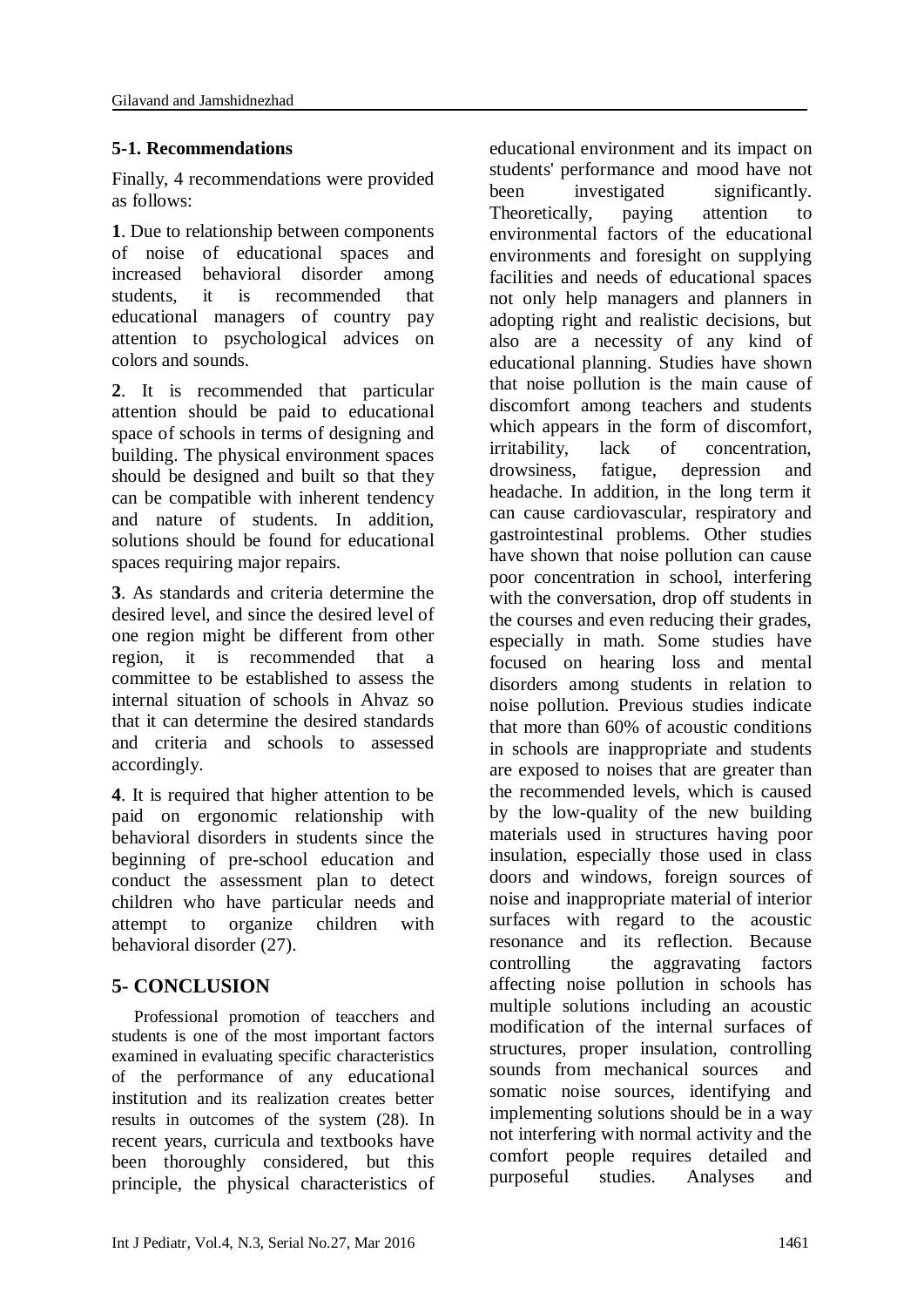### 5-1. Recommendations

Finally, 4 recommendations were provided as follows:

**1**. Due to relationship between components of noise of educational spaces and increased behavioral disorder among students, it is recommended that educational managers of country pay attention to psychological advices on colors and sounds.

**2**. It is recommended that particular attention should be paid to educational space of schools in terms of designing and building. The physical environment spaces should be designed and built so that they can be compatible with inherent tendency and nature of students. In addition, solutions should be found for educational spaces requiring major repairs.

**3**. As standards and criteria determine the desired level, and since the desired level of one region might be different from other region, it is recommended that a committee to be established to assess the internal situation of schools in Ahvaz so that it can determine the desired standards and criteria and schools to assessed accordingly.

**4**. It is required that higher attention to be paid on ergonomic relationship with behavioral disorders in students since the beginning of pre-school education and conduct the assessment plan to detect children who have particular needs and attempt to organize children with behavioral disorder (27).

## 5- CONCLUSION

Professional promotion of teacchers and students is one of the most important factors examined in evaluating specific characteristics of the performance of any educational institution and its realization creates better results in outcomes of the system (28). In recent years, curricula and textbooks have been thoroughly considered, but this principle, the physical characteristics of educational environment and its impact on students' performance and mood have not been investigated significantly. Theoretically, paying attention to environmental factors of the educational environments and foresight on supplying facilities and needs of educational spaces not only help managers and planners in adopting right and realistic decisions, but also are a necessity of any kind of educational planning. Studies have shown that noise pollution is the main cause of discomfort among teachers and students which appears in the form of discomfort, irritability, lack of concentration, drowsiness, fatigue, depression and headache. In addition, in the long term it can cause cardiovascular, respiratory and gastrointestinal problems. Other studies have shown that noise pollution can cause poor concentration in school, interfering with the conversation, drop off students in the courses and even reducing their grades, especially in math. Some studies have focused on hearing loss and mental disorders among students in relation to noise pollution. Previous studies indicate that more than 60% of acoustic conditions in schools are inappropriate and students are exposed to noises that are greater than the recommended levels, which is caused by the low-quality of the new building materials used in structures having poor insulation, especially those used in class doors and windows, foreign sources of noise and inappropriate material of interior surfaces with regard to the acoustic resonance and its reflection. Because controlling the aggravating factors affecting noise pollution in schools has multiple solutions including an acoustic modification of the internal surfaces of structures, proper insulation, controlling sounds from mechanical sources and somatic noise sources, identifying and implementing solutions should be in a way not interfering with normal activity and the comfort people requires detailed and purposeful studies. Analyses and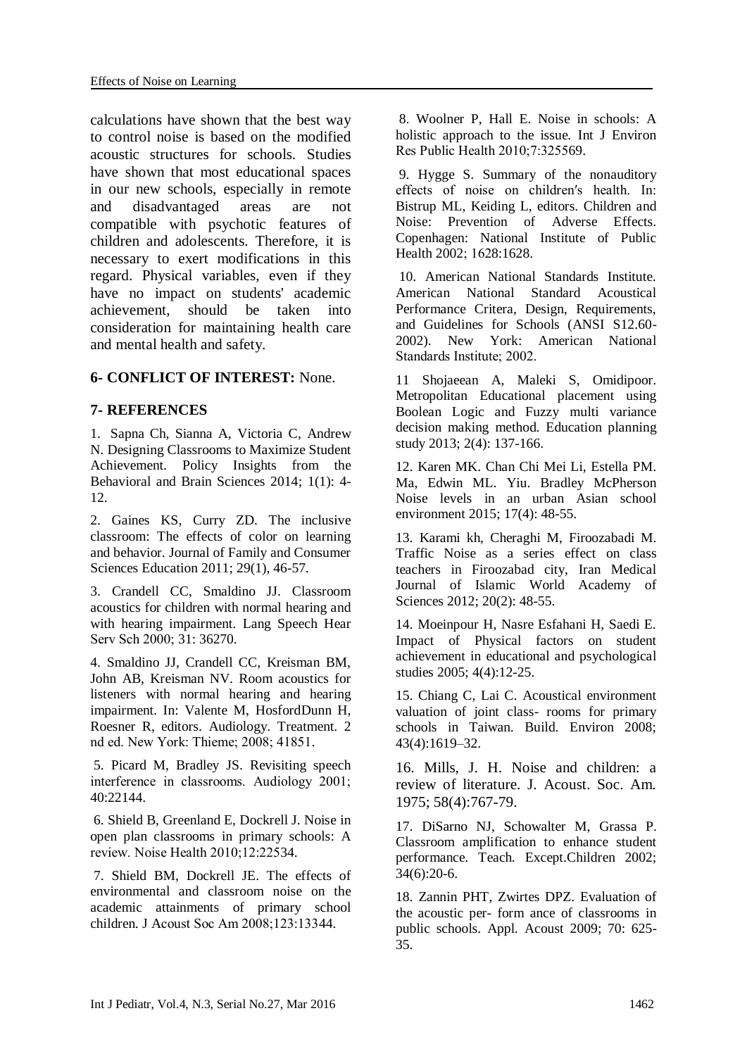calculations have shown that the best way to control noise is based on the modified acoustic structures for schools. Studies have shown that most educational spaces in our new schools, especially in remote and disadvantaged areas are not compatible with psychotic features of children and adolescents. Therefore, it is necessary to exert modifications in this regard. Physical variables, even if they have no impact on students' academic achievement, should be taken into consideration for maintaining health care and mental health and safety.

## 6- CONFLICT OF INTEREST: None.

## 7- REFERENCES

1. Sapna Ch, Sianna A, Victoria C, Andrew N. Designing Classrooms to Maximize Student Achievement. Policy Insights from the Behavioral and Brain Sciences 2014; 1(1): 4-12.

2. Gaines KS, Curry ZD. The inclusive classroom: The effects of color on learning and behavior. Journal of Family and Consumer Sciences Education 2011; 29(1), 46-57.

3. Crandell CC, Smaldino JJ. Classroom acoustics for children with normal hearing and with hearing impairment. Lang Speech Hear Serv Sch 2000; 31: 36270.

4. Smaldino JJ, Crandell CC, Kreisman BM, John AB, Kreisman NV. Room acoustics for listeners with normal hearing and hearing impairment. In: Valente M, HosfordDunn H, Roesner R, editors. Audiology. Treatment. 2 nd ed. New York: Thieme; 2008; 41851.

5. Picard M, Bradley JS. Revisiting speech interference in classrooms. Audiology 2001; 40:22144.

6. Shield B, Greenland E, Dockrell J. Noise in open plan classrooms in primary schools: A review. Noise Health 2010;12:22534.

7. Shield BM, Dockrell JE. The effects of environmental and classroom noise on the academic attainments of primary school children. J Acoust Soc Am 2008;123:13344.

8. Woolner P, Hall E. Noise in schools: A holistic approach to the issue. Int J Environ Res Public Health 2010;7:325569.

9. Hygge S. Summary of the nonauditory effects of noise on children′s health. In: Bistrup ML, Keiding L, editors. Children and Noise: Prevention of Adverse Effects. Copenhagen: National Institute of Public Health 2002; 1628:1628.

10. American National Standards Institute. American National Standard Acoustical Performance Critera, Design, Requirements, and Guidelines for Schools (ANSI S12.60-2002). New York: American National Standards Institute; 2002.

11 Shojaeean A, Maleki S, Omidipoor. Metropolitan Educational placement using Boolean Logic and Fuzzy multi variance decision making method. Education planning study 2013; 2(4): 137-166.

12. Karen MK. Chan Chi Mei Li, Estella PM. Ma, Edwin ML. Yiu. Bradley McPherson Noise levels in an urban Asian school environment 2015; 17(4): 48-55.

13. Karami kh, Cheraghi M, Firoozabadi M. Traffic Noise as a series effect on class teachers in Firoozabad city, Iran Medical Journal of Islamic World Academy of Sciences 2012; 20(2): 48-55.

14. Moeinpour H, Nasre Esfahani H, Saedi E. Impact of Physical factors on student achievement in educational and psychological studies 2005; 4(4):12-25.

15. Chiang C, Lai C. Acoustical environment valuation of joint class- rooms for primary schools in Taiwan. Build. Environ 2008; 43(4):1619–32.

16. Mills, J. H. Noise and children: a review of literature. J. Acoust. Soc. Am. 1975; 58(4):767-79.

17. DiSarno NJ, Schowalter M, Grassa P. Classroom amplification to enhance student performance. Teach. Except.Children 2002; 34(6):20-6.

18. Zannin PHT, Zwirtes DPZ. Evaluation of the acoustic per- form ance of classrooms in public schools. Appl. Acoust 2009; 70: 625-35.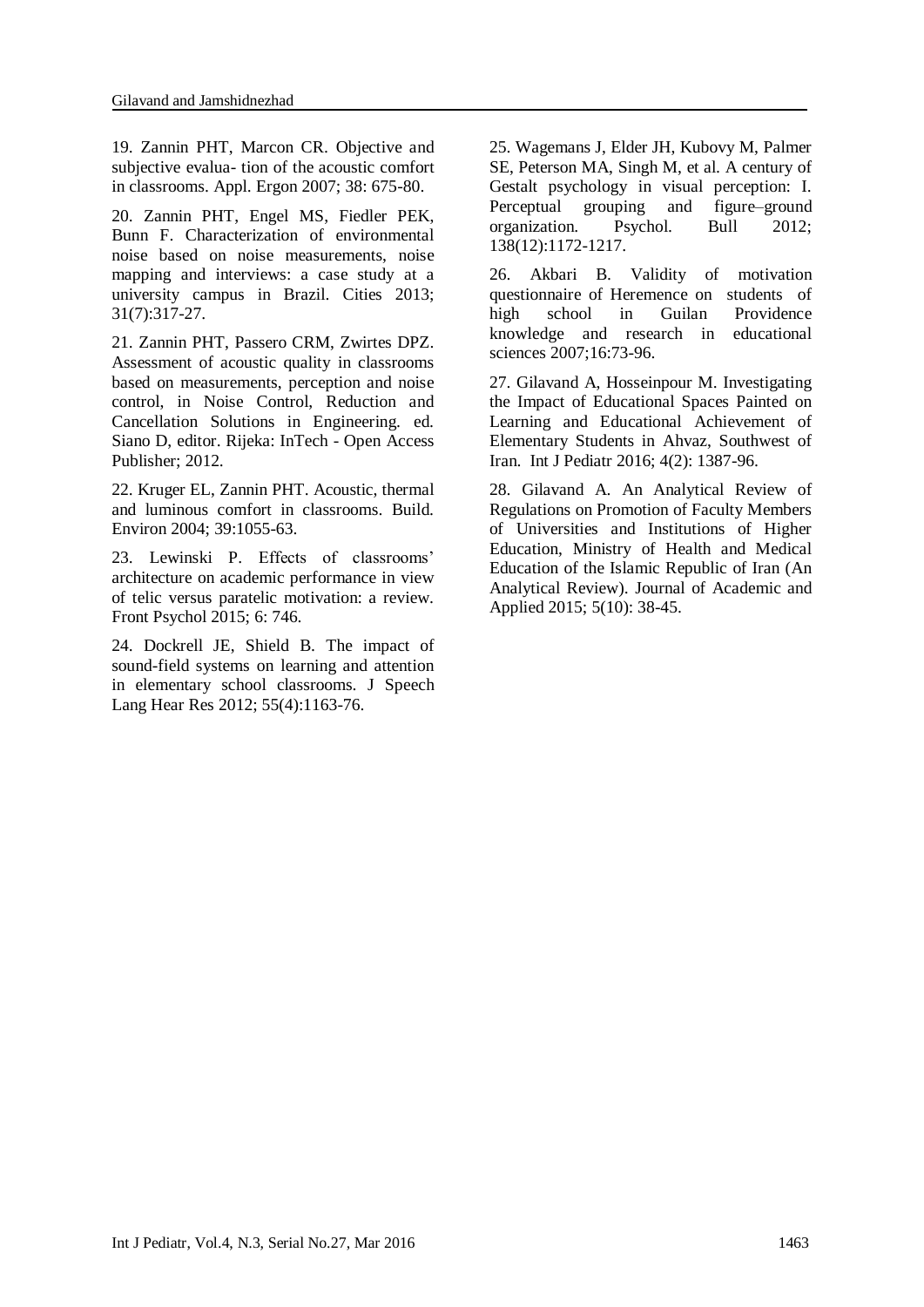19. Zannin PHT, Marcon CR. Objective and subjective evalua- tion of the acoustic comfort in classrooms. Appl. Ergon 2007; 38: 675-80.

20. Zannin PHT, Engel MS, Fiedler PEK, Bunn F. Characterization of environmental noise based on noise measurements, noise mapping and interviews: a case study at a university campus in Brazil. Cities 2013; 31(7):317-27.

21. Zannin PHT, Passero CRM, Zwirtes DPZ. Assessment of acoustic quality in classrooms based on measurements, perception and noise control, in Noise Control, Reduction and Cancellation Solutions in Engineering. ed. Siano D, editor. Rijeka: InTech - Open Access Publisher; 2012.

22. Kruger EL, Zannin PHT. Acoustic, thermal and luminous comfort in classrooms. Build. Environ 2004; 39:1055-63.

23. Lewinski P. Effects of classrooms' architecture on academic performance in view of telic versus paratelic motivation: a review. Front Psychol 2015; 6: 746.

24. Dockrell JE, Shield B. The impact of sound-field systems on learning and attention in elementary school classrooms. J Speech Lang Hear Res 2012; 55(4):1163-76.

25. Wagemans J, Elder JH, Kubovy M, Palmer SE, Peterson MA, Singh M, et al. A century of Gestalt psychology in visual perception: I. Perceptual grouping and figure–ground organization. Psychol. Bull 2012; 138(12):1172-1217.

26. Akbari B. Validity of motivation questionnaire of Heremence on students of high school in Guilan Providence knowledge and research in educational sciences 2007;16:73-96.

27. Gilavand A, Hosseinpour M. Investigating the Impact of Educational Spaces Painted on Learning and Educational Achievement of Elementary Students in Ahvaz, Southwest of Iran. Int J Pediatr 2016; 4(2): 1387-96.

28. Gilavand A. An Analytical Review of Regulations on Promotion of Faculty Members of Universities and Institutions of Higher Education, Ministry of Health and Medical Education of the Islamic Republic of Iran (An Analytical Review). Journal of Academic and Applied 2015; 5(10): 38-45.